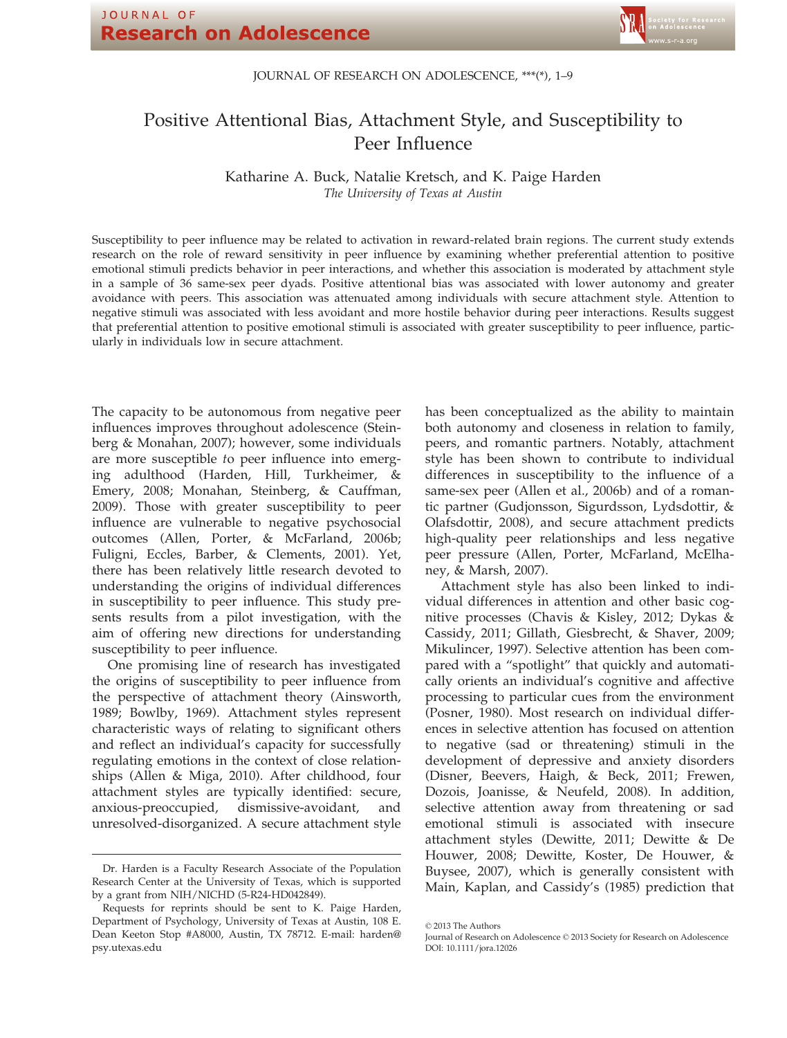# Positive Attentional Bias, Attachment Style, and Susceptibility to Peer Influence

Katharine A. Buck, Natalie Kretsch, and K. Paige Harden

*The University of Texas at Austin*

Susceptibility to peer influence may be related to activation in reward-related brain regions. The current study extends research on the role of reward sensitivity in peer influence by examining whether preferential attention to positive emotional stimuli predicts behavior in peer interactions, and whether this association is moderated by attachment style in a sample of 36 same-sex peer dyads. Positive attentional bias was associated with lower autonomy and greater avoidance with peers. This association was attenuated among individuals with secure attachment style. Attention to negative stimuli was associated with less avoidant and more hostile behavior during peer interactions. Results suggest that preferential attention to positive emotional stimuli is associated with greater susceptibility to peer influence, particularly in individuals low in secure attachment.

The capacity to be autonomous from negative peer influences improves throughout adolescence (Steinberg & Monahan, 2007); however, some individuals are more susceptible to peer influence into emerging adulthood (Harden, Hill, Turkheimer, & Emery, 2008; Monahan, Steinberg, & Cauffman, 2009). Those with greater susceptibility to peer influence are vulnerable to negative psychosocial outcomes (Allen, Porter, & McFarland, 2006b; Fuligni, Eccles, Barber, & Clements, 2001). Yet, there has been relatively little research devoted to understanding the origins of individual differences in susceptibility to peer influence. This study presents results from a pilot investigation, with the aim of offering new directions for understanding susceptibility to peer influence.

One promising line of research has investigated the origins of susceptibility to peer influence from the perspective of attachment theory (Ainsworth, 1989; Bowlby, 1969). Attachment styles represent characteristic ways of relating to significant others and reflect an individual's capacity for successfully regulating emotions in the context of close relationships (Allen & Miga, 2010). After childhood, four attachment styles are typically identified: secure, anxious-preoccupied, dismissive-avoidant, and unresolved-disorganized. A secure attachment style has been conceptualized as the ability to maintain both autonomy and closeness in relation to family, peers, and romantic partners. Notably, attachment style has been shown to contribute to individual differences in susceptibility to the influence of a same-sex peer (Allen et al., 2006b) and of a romantic partner (Gudjonsson, Sigurdsson, Lydsdottir, & Olafsdottir, 2008), and secure attachment predicts high-quality peer relationships and less negative peer pressure (Allen, Porter, McFarland, McElhaney, & Marsh, 2007).

Attachment style has also been linked to individual differences in attention and other basic cognitive processes (Chavis & Kisley, 2012; Dykas & Cassidy, 2011; Gillath, Giesbrecht, & Shaver, 2009; Mikulincer, 1997). Selective attention has been compared with a "spotlight" that quickly and automatically orients an individual's cognitive and affective processing to particular cues from the environment (Posner, 1980). Most research on individual differences in selective attention has focused on attention to negative (sad or threatening) stimuli in the development of depressive and anxiety disorders (Disner, Beevers, Haigh, & Beck, 2011; Frewen, Dozois, Joanisse, & Neufeld, 2008). In addition, selective attention away from threatening or sad emotional stimuli is associated with insecure attachment styles (Dewitte, 2011; Dewitte & De Houwer, 2008; Dewitte, Koster, De Houwer, & Buysee, 2007), which is generally consistent with Main, Kaplan, and Cassidy's (1985) prediction that

---

Dr. Harden is a Faculty Research Associate of the Population Research Center at the University of Texas, which is supported by a grant from NIH/NICHD (5-R24-HD042849).

Requests for reprints should be sent to K. Paige Harden, Department of Psychology, University of Texas at Austin, 108 E. Dean Keeton Stop #A8000, Austin, TX 78712. E-mail: harden@psy.utexas.edu

© 2013 The Authors
Journal of Research on Adolescence © 2013 Society for Research on Adolescence
DOI: 10.1111/jora.12026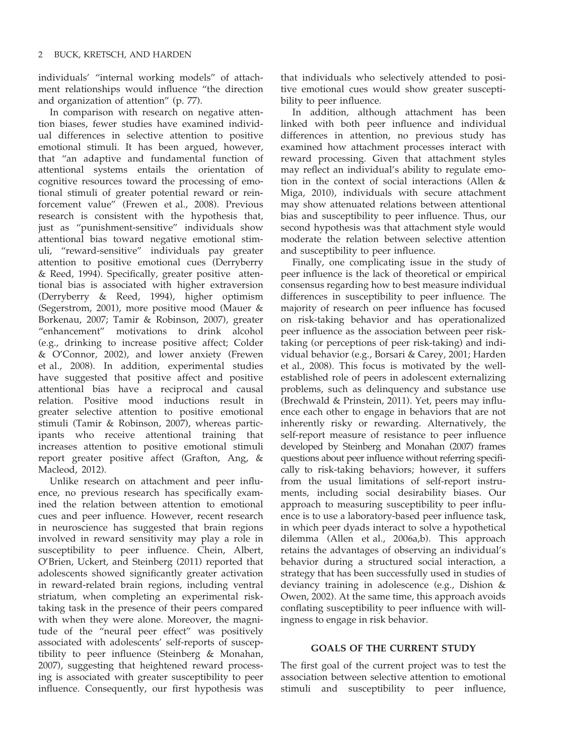individuals' "internal working models" of attachment relationships would influence "the direction and organization of attention" (p. 77).

In comparison with research on negative attention biases, fewer studies have examined individual differences in selective attention to positive emotional stimuli. It has been argued, however, that "an adaptive and fundamental function of attentional systems entails the orientation of cognitive resources toward the processing of emotional stimuli of greater potential reward or reinforcement value" (Frewen et al., 2008). Previous research is consistent with the hypothesis that, just as "punishment-sensitive" individuals show attentional bias toward negative emotional stimuli, "reward-sensitive" individuals pay greater attention to positive emotional cues (Derryberry & Reed, 1994). Specifically, greater positive attentional bias is associated with higher extraversion (Derryberry & Reed, 1994), higher optimism (Segerstrom, 2001), more positive mood (Mauer & Borkenau, 2007; Tamir & Robinson, 2007), greater "enhancement" motivations to drink alcohol (e.g., drinking to increase positive affect; Colder & O'Connor, 2002), and lower anxiety (Frewen et al., 2008). In addition, experimental studies have suggested that positive affect and positive attentional bias have a reciprocal and causal relation. Positive mood inductions result in greater selective attention to positive emotional stimuli (Tamir & Robinson, 2007), whereas participants who receive attentional training that increases attention to positive emotional stimuli report greater positive affect (Grafton, Ang, & Macleod, 2012).

Unlike research on attachment and peer influence, no previous research has specifically examined the relation between attention to emotional cues and peer influence. However, recent research in neuroscience has suggested that brain regions involved in reward sensitivity may play a role in susceptibility to peer influence. Chein, Albert, O'Brien, Uckert, and Steinberg (2011) reported that adolescents showed significantly greater activation in reward-related brain regions, including ventral striatum, when completing an experimental risk-taking task in the presence of their peers compared with when they were alone. Moreover, the magnitude of the "neural peer effect" was positively associated with adolescents' self-reports of susceptibility to peer influence (Steinberg & Monahan, 2007), suggesting that heightened reward processing is associated with greater susceptibility to peer influence. Consequently, our first hypothesis was that individuals who selectively attended to positive emotional cues would show greater susceptibility to peer influence.

In addition, although attachment has been linked with both peer influence and individual differences in attention, no previous study has examined how attachment processes interact with reward processing. Given that attachment styles may reflect an individual's ability to regulate emotion in the context of social interactions (Allen & Miga, 2010), individuals with secure attachment may show attenuated relations between attentional bias and susceptibility to peer influence. Thus, our second hypothesis was that attachment style would moderate the relation between selective attention and susceptibility to peer influence.

Finally, one complicating issue in the study of peer influence is the lack of theoretical or empirical consensus regarding how to best measure individual differences in susceptibility to peer influence. The majority of research on peer influence has focused on risk-taking behavior and has operationalized peer influence as the association between peer risk-taking (or perceptions of peer risk-taking) and individual behavior (e.g., Borsari & Carey, 2001; Harden et al., 2008). This focus is motivated by the well-established role of peers in adolescent externalizing problems, such as delinquency and substance use (Brechwald & Prinstein, 2011). Yet, peers may influence each other to engage in behaviors that are not inherently risky or rewarding. Alternatively, the self-report measure of resistance to peer influence developed by Steinberg and Monahan (2007) frames questions about peer influence without referring specifically to risk-taking behaviors; however, it suffers from the usual limitations of self-report instruments, including social desirability biases. Our approach to measuring susceptibility to peer influence is to use a laboratory-based peer influence task, in which peer dyads interact to solve a hypothetical dilemma (Allen et al., 2006a,b). This approach retains the advantages of observing an individual's behavior during a structured social interaction, a strategy that has been successfully used in studies of deviancy training in adolescence (e.g., Dishion & Owen, 2002). At the same time, this approach avoids conflating susceptibility to peer influence with willingness to engage in risk behavior.

## GOALS OF THE CURRENT STUDY

The first goal of the current project was to test the association between selective attention to emotional stimuli and susceptibility to peer influence,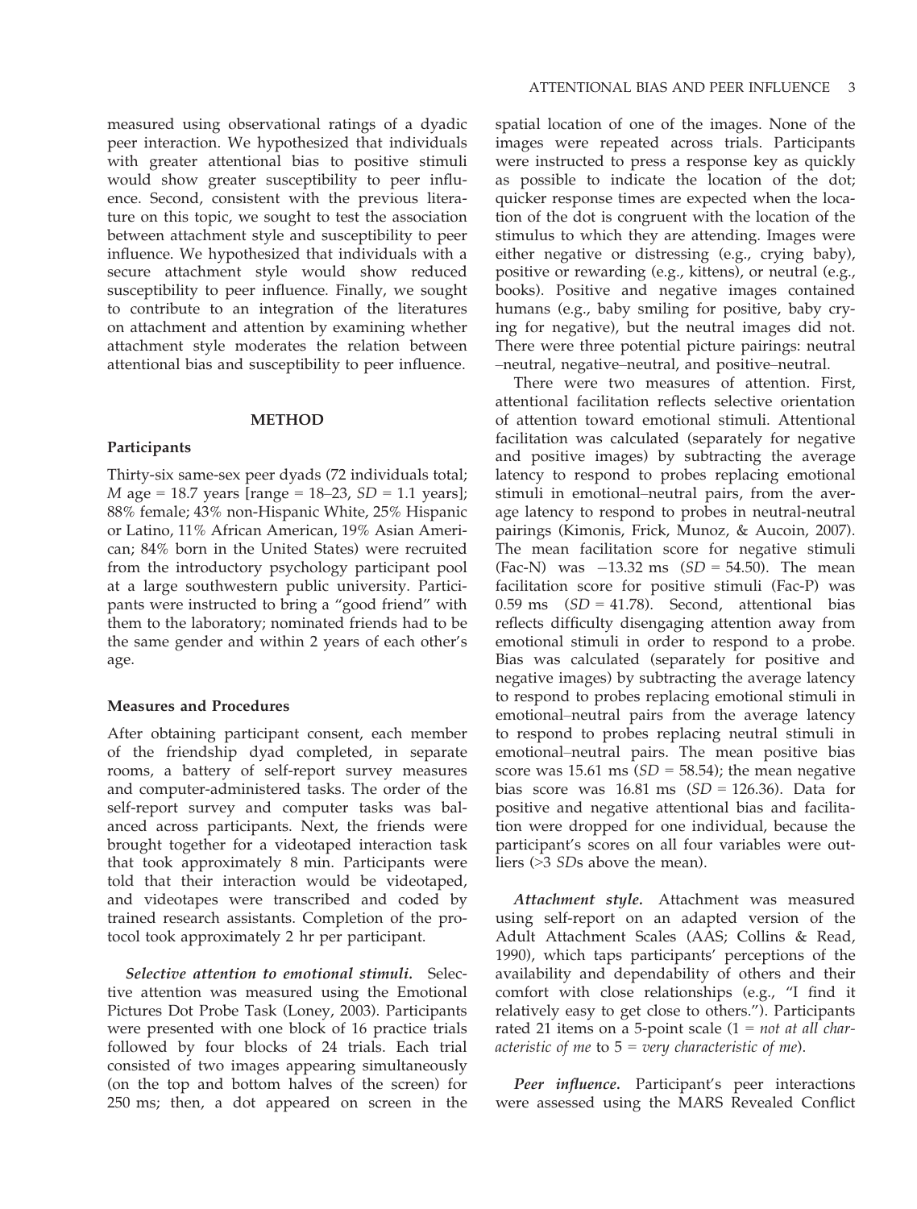measured using observational ratings of a dyadic peer interaction. We hypothesized that individuals with greater attentional bias to positive stimuli would show greater susceptibility to peer influence. Second, consistent with the previous literature on this topic, we sought to test the association between attachment style and susceptibility to peer influence. We hypothesized that individuals with a secure attachment style would show reduced susceptibility to peer influence. Finally, we sought to contribute to an integration of the literatures on attachment and attention by examining whether attachment style moderates the relation between attentional bias and susceptibility to peer influence.

## METHOD

### Participants

Thirty-six same-sex peer dyads (72 individuals total; $M$ age = 18.7 years [range = 18–23, $SD$ = 1.1 years]; 88% female; 43% non-Hispanic White, 25% Hispanic or Latino, 11% African American, 19% Asian American; 84% born in the United States) were recruited from the introductory psychology participant pool at a large southwestern public university. Participants were instructed to bring a "good friend" with them to the laboratory; nominated friends had to be the same gender and within 2 years of each other's age.

### Measures and Procedures

After obtaining participant consent, each member of the friendship dyad completed, in separate rooms, a battery of self-report survey measures and computer-administered tasks. The order of the self-report survey and computer tasks was balanced across participants. Next, the friends were brought together for a videotaped interaction task that took approximately 8 min. Participants were told that their interaction would be videotaped, and videotapes were transcribed and coded by trained research assistants. Completion of the protocol took approximately 2 hr per participant.

***Selective attention to emotional stimuli.*** Selective attention was measured using the Emotional Pictures Dot Probe Task (Loney, 2003). Participants were presented with one block of 16 practice trials followed by four blocks of 24 trials. Each trial consisted of two images appearing simultaneously (on the top and bottom halves of the screen) for 250 ms; then, a dot appeared on screen in the spatial location of one of the images. None of the images were repeated across trials. Participants were instructed to press a response key as quickly as possible to indicate the location of the dot; quicker response times are expected when the location of the dot is congruent with the location of the stimulus to which they are attending. Images were either negative or distressing (e.g., crying baby), positive or rewarding (e.g., kittens), or neutral (e.g., books). Positive and negative images contained humans (e.g., baby smiling for positive, baby crying for negative), but the neutral images did not. There were three potential picture pairings: neutral–neutral, negative–neutral, and positive–neutral.

There were two measures of attention. First, attentional facilitation reflects selective orientation of attention toward emotional stimuli. Attentional facilitation was calculated (separately for negative and positive images) by subtracting the average latency to respond to probes replacing emotional stimuli in emotional–neutral pairs, from the average latency to respond to probes in neutral-neutral pairings (Kimonis, Frick, Munoz, & Aucoin, 2007). The mean facilitation score for negative stimuli (Fac-N) was −13.32 ms ($SD$ = 54.50). The mean facilitation score for positive stimuli (Fac-P) was 0.59 ms ($SD$ = 41.78). Second, attentional bias reflects difficulty disengaging attention away from emotional stimuli in order to respond to a probe. Bias was calculated (separately for positive and negative images) by subtracting the average latency to respond to probes replacing emotional stimuli in emotional–neutral pairs from the average latency to respond to probes replacing neutral stimuli in emotional–neutral pairs. The mean positive bias score was 15.61 ms ($SD$ = 58.54); the mean negative bias score was 16.81 ms ($SD$ = 126.36). Data for positive and negative attentional bias and facilitation were dropped for one individual, because the participant's scores on all four variables were outliers (>3 $SD$s above the mean).

***Attachment style.*** Attachment was measured using self-report on an adapted version of the Adult Attachment Scales (AAS; Collins & Read, 1990), which taps participants' perceptions of the availability and dependability of others and their comfort with close relationships (e.g., "I find it relatively easy to get close to others."). Participants rated 21 items on a 5-point scale (1 = *not at all characteristic of me* to 5 = *very characteristic of me*).

***Peer influence.*** Participant's peer interactions were assessed using the MARS Revealed Conflict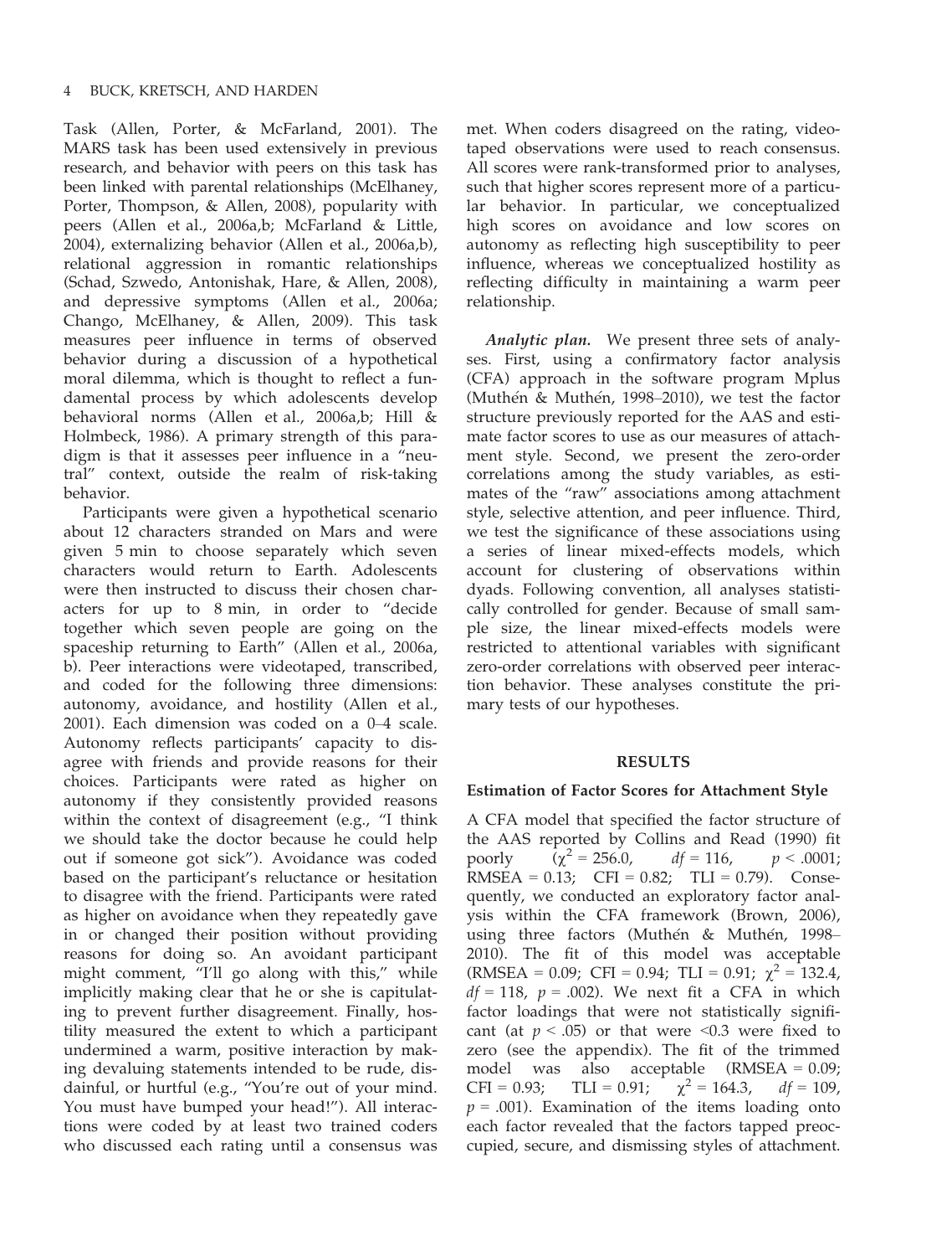Task (Allen, Porter, & McFarland, 2001). The MARS task has been used extensively in previous research, and behavior with peers on this task has been linked with parental relationships (McElhaney, Porter, Thompson, & Allen, 2008), popularity with peers (Allen et al., 2006a,b; McFarland & Little, 2004), externalizing behavior (Allen et al., 2006a,b), relational aggression in romantic relationships (Schad, Szwedo, Antonishak, Hare, & Allen, 2008), and depressive symptoms (Allen et al., 2006a; Chango, McElhaney, & Allen, 2009). This task measures peer influence in terms of observed behavior during a discussion of a hypothetical moral dilemma, which is thought to reflect a fundamental process by which adolescents develop behavioral norms (Allen et al., 2006a,b; Hill & Holmbeck, 1986). A primary strength of this paradigm is that it assesses peer influence in a "neutral" context, outside the realm of risk-taking behavior.

Participants were given a hypothetical scenario about 12 characters stranded on Mars and were given 5 min to choose separately which seven characters would return to Earth. Adolescents were then instructed to discuss their chosen characters for up to 8 min, in order to "decide together which seven people are going on the spaceship returning to Earth" (Allen et al., 2006a, b). Peer interactions were videotaped, transcribed, and coded for the following three dimensions: autonomy, avoidance, and hostility (Allen et al., 2001). Each dimension was coded on a 0–4 scale. Autonomy reflects participants' capacity to disagree with friends and provide reasons for their choices. Participants were rated as higher on autonomy if they consistently provided reasons within the context of disagreement (e.g., "I think we should take the doctor because he could help out if someone got sick"). Avoidance was coded based on the participant's reluctance or hesitation to disagree with the friend. Participants were rated as higher on avoidance when they repeatedly gave in or changed their position without providing reasons for doing so. An avoidant participant might comment, "I'll go along with this," while implicitly making clear that he or she is capitulating to prevent further disagreement. Finally, hostility measured the extent to which a participant undermined a warm, positive interaction by making devaluing statements intended to be rude, disdainful, or hurtful (e.g., "You're out of your mind. You must have bumped your head!"). All interactions were coded by at least two trained coders who discussed each rating until a consensus was met. When coders disagreed on the rating, videotaped observations were used to reach consensus. All scores were rank-transformed prior to analyses, such that higher scores represent more of a particular behavior. In particular, we conceptualized high scores on avoidance and low scores on autonomy as reflecting high susceptibility to peer influence, whereas we conceptualized hostility as reflecting difficulty in maintaining a warm peer relationship.

*Analytic plan.* We present three sets of analyses. First, using a confirmatory factor analysis (CFA) approach in the software program Mplus (Muthén & Muthén, 1998–2010), we test the factor structure previously reported for the AAS and estimate factor scores to use as our measures of attachment style. Second, we present the zero-order correlations among the study variables, as estimates of the "raw" associations among attachment style, selective attention, and peer influence. Third, we test the significance of these associations using a series of linear mixed-effects models, which account for clustering of observations within dyads. Following convention, all analyses statistically controlled for gender. Because of small sample size, the linear mixed-effects models were restricted to attentional variables with significant zero-order correlations with observed peer interaction behavior. These analyses constitute the primary tests of our hypotheses.

## RESULTS

### Estimation of Factor Scores for Attachment Style

A CFA model that specified the factor structure of the AAS reported by Collins and Read (1990) fit poorly ($\chi^2 = 256.0$, $df = 116$, $p < .0001$; RMSEA = 0.13; CFI = 0.82; TLI = 0.79). Consequently, we conducted an exploratory factor analysis within the CFA framework (Brown, 2006), using three factors (Muthén & Muthén, 1998–2010). The fit of this model was acceptable (RMSEA = 0.09; CFI = 0.94; TLI = 0.91; $\chi^2 = 132.4$, $df = 118$, $p = .002$). We next fit a CFA in which factor loadings that were not statistically significant (at $p < .05$) or that were <0.3 were fixed to zero (see the appendix). The fit of the trimmed model was also acceptable (RMSEA = 0.09; CFI = 0.93; TLI = 0.91; $\chi^2 = 164.3$, $df = 109$, $p = .001$). Examination of the items loading onto each factor revealed that the factors tapped preoccupied, secure, and dismissing styles of attachment.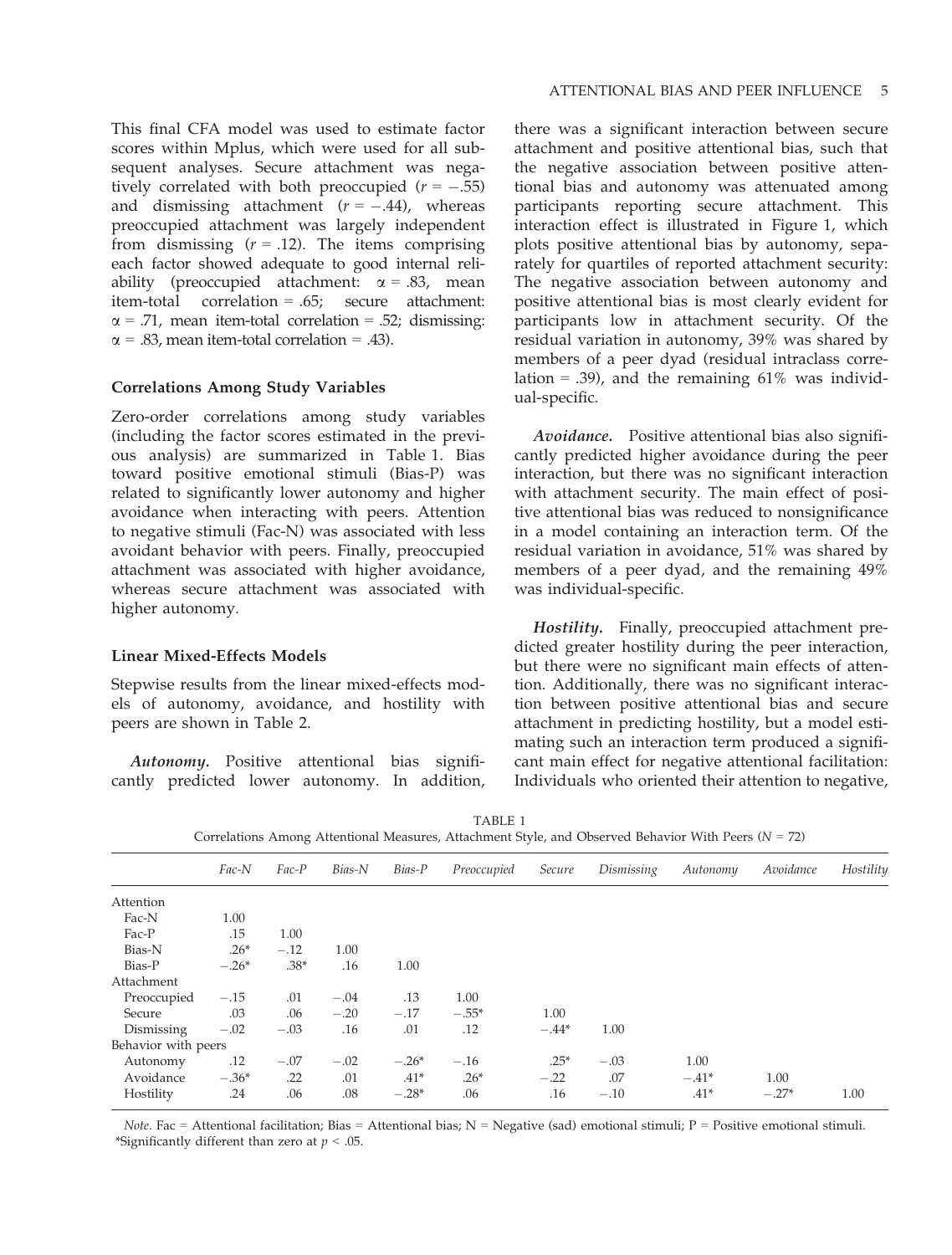This final CFA model was used to estimate factor scores within Mplus, which were used for all subsequent analyses. Secure attachment was negatively correlated with both preoccupied ($r = -.55$) and dismissing attachment ($r = -.44$), whereas preoccupied attachment was largely independent from dismissing ($r = .12$). The items comprising each factor showed adequate to good internal reliability (preoccupied attachment: $\alpha = .83$, mean item-total correlation = .65; secure attachment: $\alpha = .71$, mean item-total correlation = .52; dismissing: $\alpha = .83$, mean item-total correlation = .43).

### Correlations Among Study Variables

Zero-order correlations among study variables (including the factor scores estimated in the previous analysis) are summarized in Table 1. Bias toward positive emotional stimuli (Bias-P) was related to significantly lower autonomy and higher avoidance when interacting with peers. Attention to negative stimuli (Fac-N) was associated with less avoidant behavior with peers. Finally, preoccupied attachment was associated with higher avoidance, whereas secure attachment was associated with higher autonomy.

### Linear Mixed-Effects Models

Stepwise results from the linear mixed-effects models of autonomy, avoidance, and hostility with peers are shown in Table 2.

***Autonomy.*** Positive attentional bias significantly predicted lower autonomy. In addition, there was a significant interaction between secure attachment and positive attentional bias, such that the negative association between positive attentional bias and autonomy was attenuated among participants reporting secure attachment. This interaction effect is illustrated in Figure 1, which plots positive attentional bias by autonomy, separately for quartiles of reported attachment security: The negative association between autonomy and positive attentional bias is most clearly evident for participants low in attachment security. Of the residual variation in autonomy, 39% was shared by members of a peer dyad (residual intraclass correlation = .39), and the remaining 61% was individual-specific.

***Avoidance.*** Positive attentional bias also significantly predicted higher avoidance during the peer interaction, but there was no significant interaction with attachment security. The main effect of positive attentional bias was reduced to nonsignificance in a model containing an interaction term. Of the residual variation in avoidance, 51% was shared by members of a peer dyad, and the remaining 49% was individual-specific.

***Hostility.*** Finally, preoccupied attachment predicted greater hostility during the peer interaction, but there were no significant main effects of attention. Additionally, there was no significant interaction between positive attentional bias and secure attachment in predicting hostility, but a model estimating such an interaction term produced a significant main effect for negative attentional facilitation: Individuals who oriented their attention to negative,

TABLE 1
Correlations Among Attentional Measures, Attachment Style, and Observed Behavior With Peers ($N = 72$)

| | *Fac-N* | *Fac-P* | *Bias-N* | *Bias-P* | *Preoccupied* | *Secure* | *Dismissing* | *Autonomy* | *Avoidance* | *Hostility* |
|---|---|---|---|---|---|---|---|---|---|---|
| Attention | | | | | | | | | | |
| Fac-N | 1.00 | | | | | | | | | |
| Fac-P | .15 | 1.00 | | | | | | | | |
| Bias-N | .26* | −.12 | 1.00 | | | | | | | |
| Bias-P | −.26* | .38* | .16 | 1.00 | | | | | | |
| Attachment | | | | | | | | | | |
| Preoccupied | −.15 | .01 | −.04 | .13 | 1.00 | | | | | |
| Secure | .03 | .06 | −.20 | −.17 | −.55* | 1.00 | | | | |
| Dismissing | −.02 | −.03 | .16 | .01 | .12 | −.44* | 1.00 | | | |
| Behavior with peers | | | | | | | | | | |
| Autonomy | .12 | −.07 | −.02 | −.26* | −.16 | .25* | −.03 | 1.00 | | |
| Avoidance | −.36* | .22 | .01 | .41* | .26* | −.22 | .07 | −.41* | 1.00 | |
| Hostility | .24 | .06 | .08 | −.28* | .06 | .16 | −.10 | .41* | −.27* | 1.00 |

*Note.* Fac = Attentional facilitation; Bias = Attentional bias; N = Negative (sad) emotional stimuli; P = Positive emotional stimuli.
*Significantly different than zero at $p < .05$.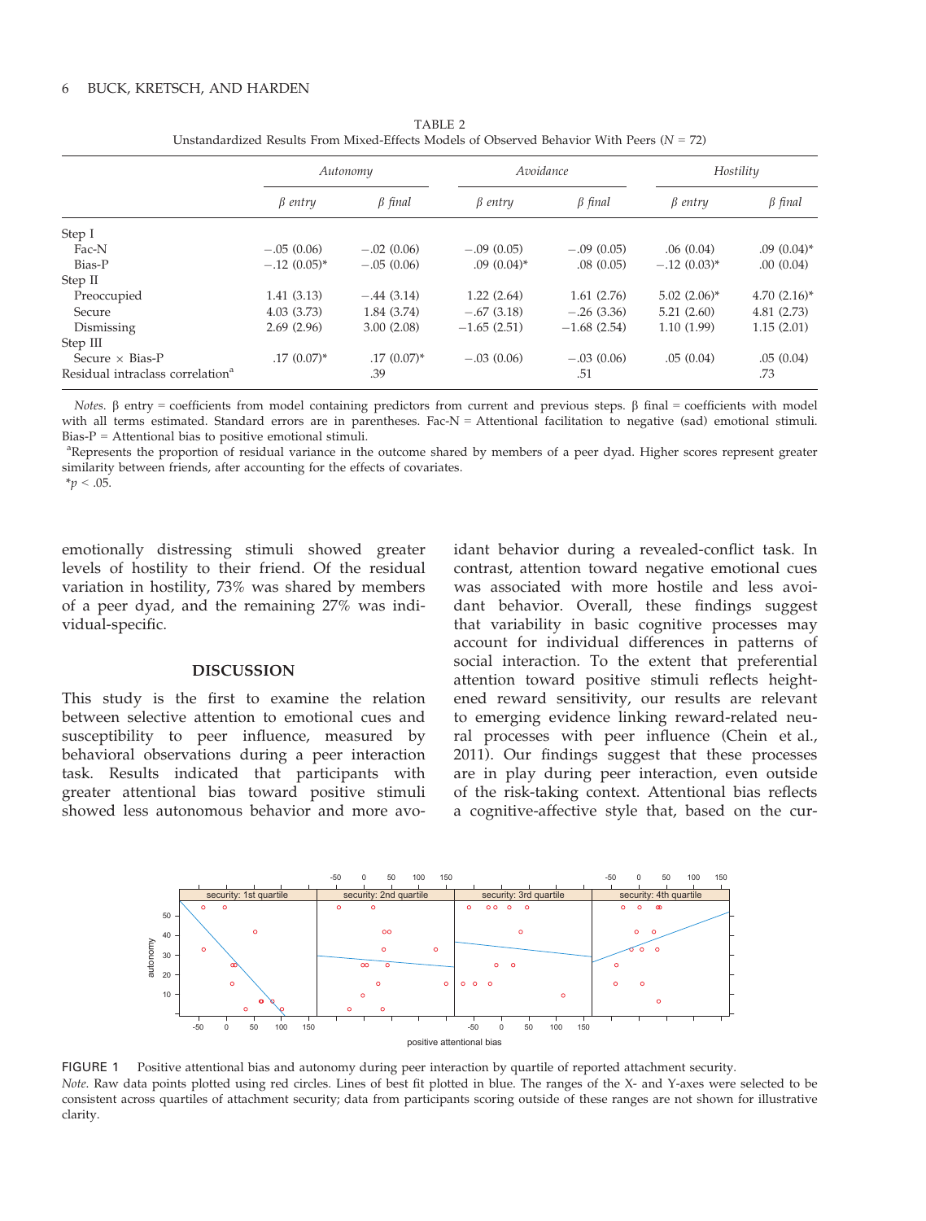TABLE 2
Unstandardized Results From Mixed-Effects Models of Observed Behavior With Peers ($N$ = 72)

| | *Autonomy* | | *Avoidance* | | *Hostility* | |
|---|---|---|---|---|---|---|
| | *β entry* | *β final* | *β entry* | *β final* | *β entry* | *β final* |
| Step I | | | | | | |
| Fac-N | −.05 (0.06) | −.02 (0.06) | −.09 (0.05) | −.09 (0.05) | .06 (0.04) | .09 (0.04)* |
| Bias-P | −.12 (0.05)* | −.05 (0.06) | .09 (0.04)* | .08 (0.05) | −.12 (0.03)* | .00 (0.04) |
| Step II | | | | | | |
| Preoccupied | 1.41 (3.13) | −.44 (3.14) | 1.22 (2.64) | 1.61 (2.76) | 5.02 (2.06)* | 4.70 (2.16)* |
| Secure | 4.03 (3.73) | 1.84 (3.74) | −.67 (3.18) | −.26 (3.36) | 5.21 (2.60) | 4.81 (2.73) |
| Dismissing | 2.69 (2.96) | 3.00 (2.08) | −1.65 (2.51) | −1.68 (2.54) | 1.10 (1.99) | 1.15 (2.01) |
| Step III | | | | | | |
| Secure × Bias-P | .17 (0.07)* | .17 (0.07)* | −.03 (0.06) | −.03 (0.06) | .05 (0.04) | .05 (0.04) |
| Residual intraclass correlation[a] | | .39 | | .51 | | .73 |

*Notes.* β entry = coefficients from model containing predictors from current and previous steps. β final = coefficients with model with all terms estimated. Standard errors are in parentheses. Fac-N = Attentional facilitation to negative (sad) emotional stimuli. Bias-P = Attentional bias to positive emotional stimuli.
[a]Represents the proportion of residual variance in the outcome shared by members of a peer dyad. Higher scores represent greater similarity between friends, after accounting for the effects of covariates.
*$p$ < .05.

emotionally distressing stimuli showed greater levels of hostility to their friend. Of the residual variation in hostility, 73% was shared by members of a peer dyad, and the remaining 27% was individual-specific.

## DISCUSSION

This study is the first to examine the relation between selective attention to emotional cues and susceptibility to peer influence, measured by behavioral observations during a peer interaction task. Results indicated that participants with greater attentional bias toward positive stimuli showed less autonomous behavior and more avoidant behavior during a revealed-conflict task. In contrast, attention toward negative emotional cues was associated with more hostile and less avoidant behavior. Overall, these findings suggest that variability in basic cognitive processes may account for individual differences in patterns of social interaction. To the extent that preferential attention toward positive stimuli reflects heightened reward sensitivity, our results are relevant to emerging evidence linking reward-related neural processes with peer influence (Chein et al., 2011). Our findings suggest that these processes are in play during peer interaction, even outside of the risk-taking context. Attentional bias reflects a cognitive-affective style that, based on the cur-

FIGURE 1 Positive attentional bias and autonomy during peer interaction by quartile of reported attachment security.
*Note.* Raw data points plotted using red circles. Lines of best fit plotted in blue. The ranges of the X- and Y-axes were selected to be consistent across quartiles of attachment security; data from participants scoring outside of these ranges are not shown for illustrative clarity.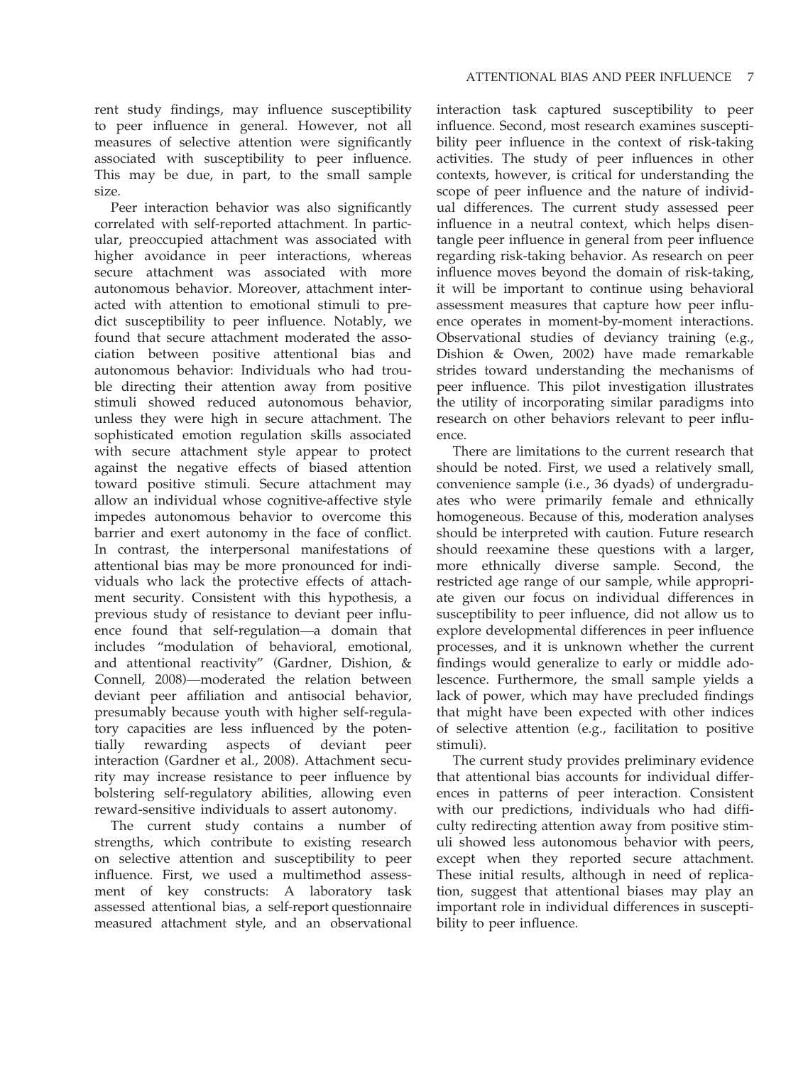rent study findings, may influence susceptibility to peer influence in general. However, not all measures of selective attention were significantly associated with susceptibility to peer influence. This may be due, in part, to the small sample size.

Peer interaction behavior was also significantly correlated with self-reported attachment. In particular, preoccupied attachment was associated with higher avoidance in peer interactions, whereas secure attachment was associated with more autonomous behavior. Moreover, attachment interacted with attention to emotional stimuli to predict susceptibility to peer influence. Notably, we found that secure attachment moderated the association between positive attentional bias and autonomous behavior: Individuals who had trouble directing their attention away from positive stimuli showed reduced autonomous behavior, unless they were high in secure attachment. The sophisticated emotion regulation skills associated with secure attachment style appear to protect against the negative effects of biased attention toward positive stimuli. Secure attachment may allow an individual whose cognitive-affective style impedes autonomous behavior to overcome this barrier and exert autonomy in the face of conflict. In contrast, the interpersonal manifestations of attentional bias may be more pronounced for individuals who lack the protective effects of attachment security. Consistent with this hypothesis, a previous study of resistance to deviant peer influence found that self-regulation—a domain that includes "modulation of behavioral, emotional, and attentional reactivity" (Gardner, Dishion, & Connell, 2008)—moderated the relation between deviant peer affiliation and antisocial behavior, presumably because youth with higher self-regulatory capacities are less influenced by the potentially rewarding aspects of deviant peer interaction (Gardner et al., 2008). Attachment security may increase resistance to peer influence by bolstering self-regulatory abilities, allowing even reward-sensitive individuals to assert autonomy.

The current study contains a number of strengths, which contribute to existing research on selective attention and susceptibility to peer influence. First, we used a multimethod assessment of key constructs: A laboratory task assessed attentional bias, a self-report questionnaire measured attachment style, and an observational interaction task captured susceptibility to peer influence. Second, most research examines susceptibility peer influence in the context of risk-taking activities. The study of peer influences in other contexts, however, is critical for understanding the scope of peer influence and the nature of individual differences. The current study assessed peer influence in a neutral context, which helps disentangle peer influence in general from peer influence regarding risk-taking behavior. As research on peer influence moves beyond the domain of risk-taking, it will be important to continue using behavioral assessment measures that capture how peer influence operates in moment-by-moment interactions. Observational studies of deviancy training (e.g., Dishion & Owen, 2002) have made remarkable strides toward understanding the mechanisms of peer influence. This pilot investigation illustrates the utility of incorporating similar paradigms into research on other behaviors relevant to peer influence.

There are limitations to the current research that should be noted. First, we used a relatively small, convenience sample (i.e., 36 dyads) of undergraduates who were primarily female and ethnically homogeneous. Because of this, moderation analyses should be interpreted with caution. Future research should reexamine these questions with a larger, more ethnically diverse sample. Second, the restricted age range of our sample, while appropriate given our focus on individual differences in susceptibility to peer influence, did not allow us to explore developmental differences in peer influence processes, and it is unknown whether the current findings would generalize to early or middle adolescence. Furthermore, the small sample yields a lack of power, which may have precluded findings that might have been expected with other indices of selective attention (e.g., facilitation to positive stimuli).

The current study provides preliminary evidence that attentional bias accounts for individual differences in patterns of peer interaction. Consistent with our predictions, individuals who had difficulty redirecting attention away from positive stimuli showed less autonomous behavior with peers, except when they reported secure attachment. These initial results, although in need of replication, suggest that attentional biases may play an important role in individual differences in susceptibility to peer influence.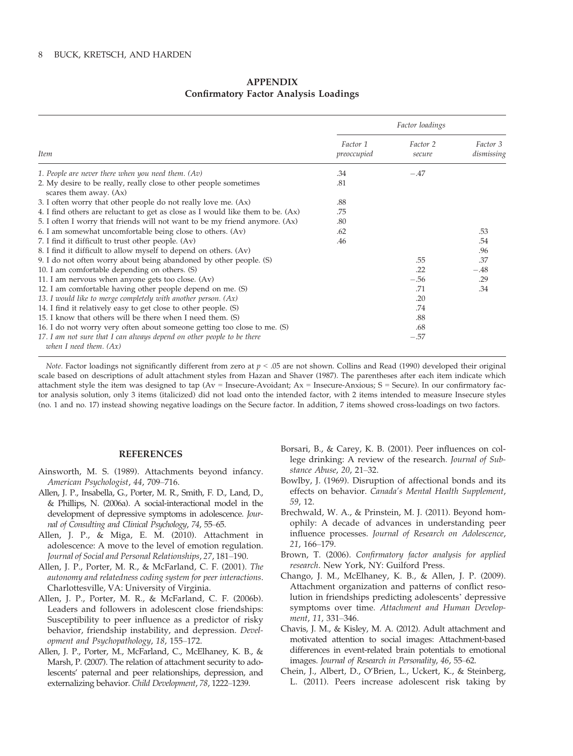## APPENDIX

### Confirmatory Factor Analysis Loadings

| Item | Factor loadings | | |
|---|---|---|---|
| | Factor 1 preoccupied | Factor 2 secure | Factor 3 dismissing |
| *1. People are never there when you need them. (Av)* | .34 | −.47 | |
| 2. My desire to be really, really close to other people sometimes scares them away. (Ax) | .81 | | |
| 3. I often worry that other people do not really love me. (Ax) | .88 | | |
| 4. I find others are reluctant to get as close as I would like them to be. (Ax) | .75 | | |
| 5. I often I worry that friends will not want to be my friend anymore. (Ax) | .80 | | |
| 6. I am somewhat uncomfortable being close to others. (Av) | .62 | | .53 |
| 7. I find it difficult to trust other people. (Av) | .46 | | .54 |
| 8. I find it difficult to allow myself to depend on others. (Av) | | | .96 |
| 9. I do not often worry about being abandoned by other people. (S) | | .55 | .37 |
| 10. I am comfortable depending on others. (S) | | .22 | −.48 |
| 11. I am nervous when anyone gets too close. (Av) | | −.56 | .29 |
| 12. I am comfortable having other people depend on me. (S) | | .71 | .34 |
| *13. I would like to merge completely with another person. (Ax)* | | .20 | |
| 14. I find it relatively easy to get close to other people. (S) | | .74 | |
| 15. I know that others will be there when I need them. (S) | | .88 | |
| 16. I do not worry very often about someone getting too close to me. (S) | | .68 | |
| *17. I am not sure that I can always depend on other people to be there when I need them. (Ax)* | | −.57 | |

*Note.* Factor loadings not significantly different from zero at $p < .05$ are not shown. Collins and Read (1990) developed their original scale based on descriptions of adult attachment styles from Hazan and Shaver (1987). The parentheses after each item indicate which attachment style the item was designed to tap (Av = Insecure-Avoidant; Ax = Insecure-Anxious; S = Secure). In our confirmatory factor analysis solution, only 3 items (italicized) did not load onto the intended factor, with 2 items intended to measure Insecure styles (no. 1 and no. 17) instead showing negative loadings on the Secure factor. In addition, 7 items showed cross-loadings on two factors.

## REFERENCES

Ainsworth, M. S. (1989). Attachments beyond infancy. *American Psychologist*, *44*, 709–716.

Allen, J. P., Insabella, G., Porter, M. R., Smith, F. D., Land, D., & Phillips, N. (2006a). A social-interactional model in the development of depressive symptoms in adolescence. *Journal of Consulting and Clinical Psychology*, *74*, 55–65.

Allen, J. P., & Miga, E. M. (2010). Attachment in adolescence: A move to the level of emotion regulation. *Journal of Social and Personal Relationships*, *27*, 181–190.

Allen, J. P., Porter, M. R., & McFarland, C. F. (2001). *The autonomy and relatedness coding system for peer interactions*. Charlottesville, VA: University of Virginia.

Allen, J. P., Porter, M. R., & McFarland, C. F. (2006b). Leaders and followers in adolescent close friendships: Susceptibility to peer influence as a predictor of risky behavior, friendship instability, and depression. *Development and Psychopathology*, *18*, 155–172.

Allen, J. P., Porter, M., McFarland, C., McElhaney, K. B., & Marsh, P. (2007). The relation of attachment security to adolescents' paternal and peer relationships, depression, and externalizing behavior. *Child Development*, *78*, 1222–1239.

Borsari, B., & Carey, K. B. (2001). Peer influences on college drinking: A review of the research. *Journal of Substance Abuse*, *20*, 21–32.

Bowlby, J. (1969). Disruption of affectional bonds and its effects on behavior. *Canada's Mental Health Supplement*, *59*, 12.

Brechwald, W. A., & Prinstein, M. J. (2011). Beyond homophily: A decade of advances in understanding peer influence processes. *Journal of Research on Adolescence*, *21*, 166–179.

Brown, T. (2006). *Confirmatory factor analysis for applied research*. New York, NY: Guilford Press.

Chango, J. M., McElhaney, K. B., & Allen, J. P. (2009). Attachment organization and patterns of conflict resolution in friendships predicting adolescents' depressive symptoms over time. *Attachment and Human Development*, *11*, 331–346.

Chavis, J. M., & Kisley, M. A. (2012). Adult attachment and motivated attention to social images: Attachment-based differences in event-related brain potentials to emotional images. *Journal of Research in Personality*, *46*, 55–62.

Chein, J., Albert, D., O'Brien, L., Uckert, K., & Steinberg, L. (2011). Peers increase adolescent risk taking by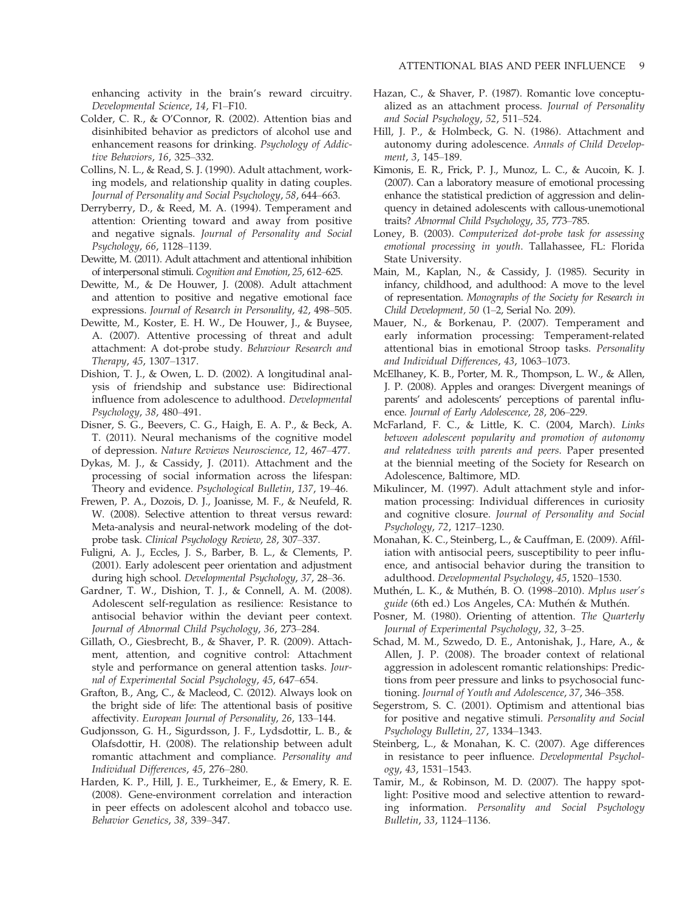enhancing activity in the brain's reward circuitry. *Developmental Science*, *14*, F1–F10.

Colder, C. R., & O'Connor, R. (2002). Attention bias and disinhibited behavior as predictors of alcohol use and enhancement reasons for drinking. *Psychology of Addictive Behaviors*, *16*, 325–332.

Collins, N. L., & Read, S. J. (1990). Adult attachment, working models, and relationship quality in dating couples. *Journal of Personality and Social Psychology*, *58*, 644–663.

Derryberry, D., & Reed, M. A. (1994). Temperament and attention: Orienting toward and away from positive and negative signals. *Journal of Personality and Social Psychology*, *66*, 1128–1139.

Dewitte, M. (2011). Adult attachment and attentional inhibition of interpersonal stimuli. *Cognition and Emotion*, *25*, 612–625.

Dewitte, M., & De Houwer, J. (2008). Adult attachment and attention to positive and negative emotional face expressions. *Journal of Research in Personality*, *42*, 498–505.

Dewitte, M., Koster, E. H. W., De Houwer, J., & Buysee, A. (2007). Attentive processing of threat and adult attachment: A dot-probe study. *Behaviour Research and Therapy*, *45*, 1307–1317.

Dishion, T. J., & Owen, L. D. (2002). A longitudinal analysis of friendship and substance use: Bidirectional influence from adolescence to adulthood. *Developmental Psychology*, *38*, 480–491.

Disner, S. G., Beevers, C. G., Haigh, E. A. P., & Beck, A. T. (2011). Neural mechanisms of the cognitive model of depression. *Nature Reviews Neuroscience*, *12*, 467–477.

Dykas, M. J., & Cassidy, J. (2011). Attachment and the processing of social information across the lifespan: Theory and evidence. *Psychological Bulletin*, *137*, 19–46.

Frewen, P. A., Dozois, D. J., Joanisse, M. F., & Neufeld, R. W. (2008). Selective attention to threat versus reward: Meta-analysis and neural-network modeling of the dot-probe task. *Clinical Psychology Review*, *28*, 307–337.

Fuligni, A. J., Eccles, J. S., Barber, B. L., & Clements, P. (2001). Early adolescent peer orientation and adjustment during high school. *Developmental Psychology*, *37*, 28–36.

Gardner, T. W., Dishion, T. J., & Connell, A. M. (2008). Adolescent self-regulation as resilience: Resistance to antisocial behavior within the deviant peer context. *Journal of Abnormal Child Psychology*, *36*, 273–284.

Gillath, O., Giesbrecht, B., & Shaver, P. R. (2009). Attachment, attention, and cognitive control: Attachment style and performance on general attention tasks. *Journal of Experimental Social Psychology*, *45*, 647–654.

Grafton, B., Ang, C., & Macleod, C. (2012). Always look on the bright side of life: The attentional basis of positive affectivity. *European Journal of Personality*, *26*, 133–144.

Gudjonsson, G. H., Sigurdsson, J. F., Lydsdottir, L. B., & Olafsdottir, H. (2008). The relationship between adult romantic attachment and compliance. *Personality and Individual Differences*, *45*, 276–280.

Harden, K. P., Hill, J. E., Turkheimer, E., & Emery, R. E. (2008). Gene-environment correlation and interaction in peer effects on adolescent alcohol and tobacco use. *Behavior Genetics*, *38*, 339–347.

Hazan, C., & Shaver, P. (1987). Romantic love conceptualized as an attachment process. *Journal of Personality and Social Psychology*, *52*, 511–524.

Hill, J. P., & Holmbeck, G. N. (1986). Attachment and autonomy during adolescence. *Annals of Child Development*, *3*, 145–189.

Kimonis, E. R., Frick, P. J., Munoz, L. C., & Aucoin, K. J. (2007). Can a laboratory measure of emotional processing enhance the statistical prediction of aggression and delinquency in detained adolescents with callous-unemotional traits? *Abnormal Child Psychology*, *35*, 773–785.

Loney, B. (2003). *Computerized dot-probe task for assessing emotional processing in youth*. Tallahassee, FL: Florida State University.

Main, M., Kaplan, N., & Cassidy, J. (1985). Security in infancy, childhood, and adulthood: A move to the level of representation. *Monographs of the Society for Research in Child Development, 50* (1–2, Serial No. 209).

Mauer, N., & Borkenau, P. (2007). Temperament and early information processing: Temperament-related attentional bias in emotional Stroop tasks. *Personality and Individual Differences*, *43*, 1063–1073.

McElhaney, K. B., Porter, M. R., Thompson, L. W., & Allen, J. P. (2008). Apples and oranges: Divergent meanings of parents' and adolescents' perceptions of parental influence. *Journal of Early Adolescence*, *28*, 206–229.

McFarland, F. C., & Little, K. C. (2004, March). *Links between adolescent popularity and promotion of autonomy and relatedness with parents and peers*. Paper presented at the biennial meeting of the Society for Research on Adolescence, Baltimore, MD.

Mikulincer, M. (1997). Adult attachment style and information processing: Individual differences in curiosity and cognitive closure. *Journal of Personality and Social Psychology*, *72*, 1217–1230.

Monahan, K. C., Steinberg, L., & Cauffman, E. (2009). Affiliation with antisocial peers, susceptibility to peer influence, and antisocial behavior during the transition to adulthood. *Developmental Psychology*, *45*, 1520–1530.

Muthén, L. K., & Muthén, B. O. (1998–2010). *Mplus user's guide* (6th ed.) Los Angeles, CA: Muthén & Muthén.

Posner, M. (1980). Orienting of attention. *The Quarterly Journal of Experimental Psychology*, *32*, 3–25.

Schad, M. M., Szwedo, D. E., Antonishak, J., Hare, A., & Allen, J. P. (2008). The broader context of relational aggression in adolescent romantic relationships: Predictions from peer pressure and links to psychosocial functioning. *Journal of Youth and Adolescence*, *37*, 346–358.

Segerstrom, S. C. (2001). Optimism and attentional bias for positive and negative stimuli. *Personality and Social Psychology Bulletin*, *27*, 1334–1343.

Steinberg, L., & Monahan, K. C. (2007). Age differences in resistance to peer influence. *Developmental Psychology*, *43*, 1531–1543.

Tamir, M., & Robinson, M. D. (2007). The happy spotlight: Positive mood and selective attention to rewarding information. *Personality and Social Psychology Bulletin*, *33*, 1124–1136.